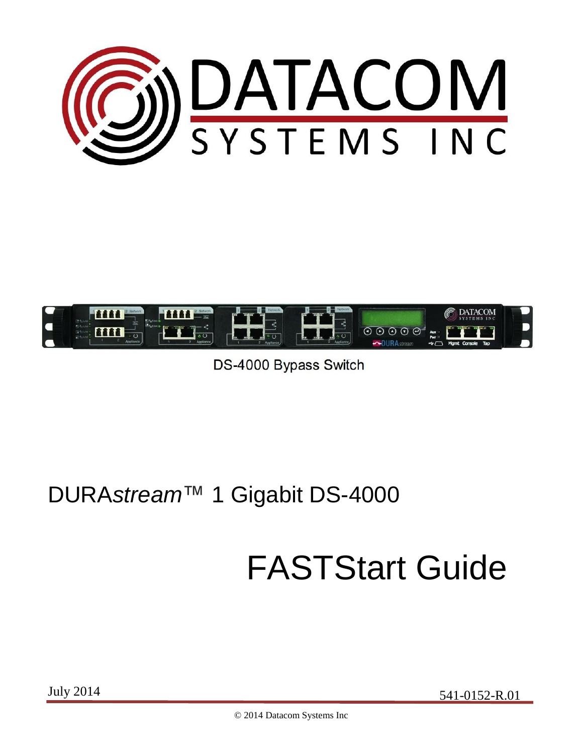DATACOM SYSTEMS INC

DS-4000 Bypass Switch

# DURA*stream*™ 1 Gigabit DS-4000

# FASTStart Guide

July 2014

541-0152-R.01

© 2014 Datacom Systems Inc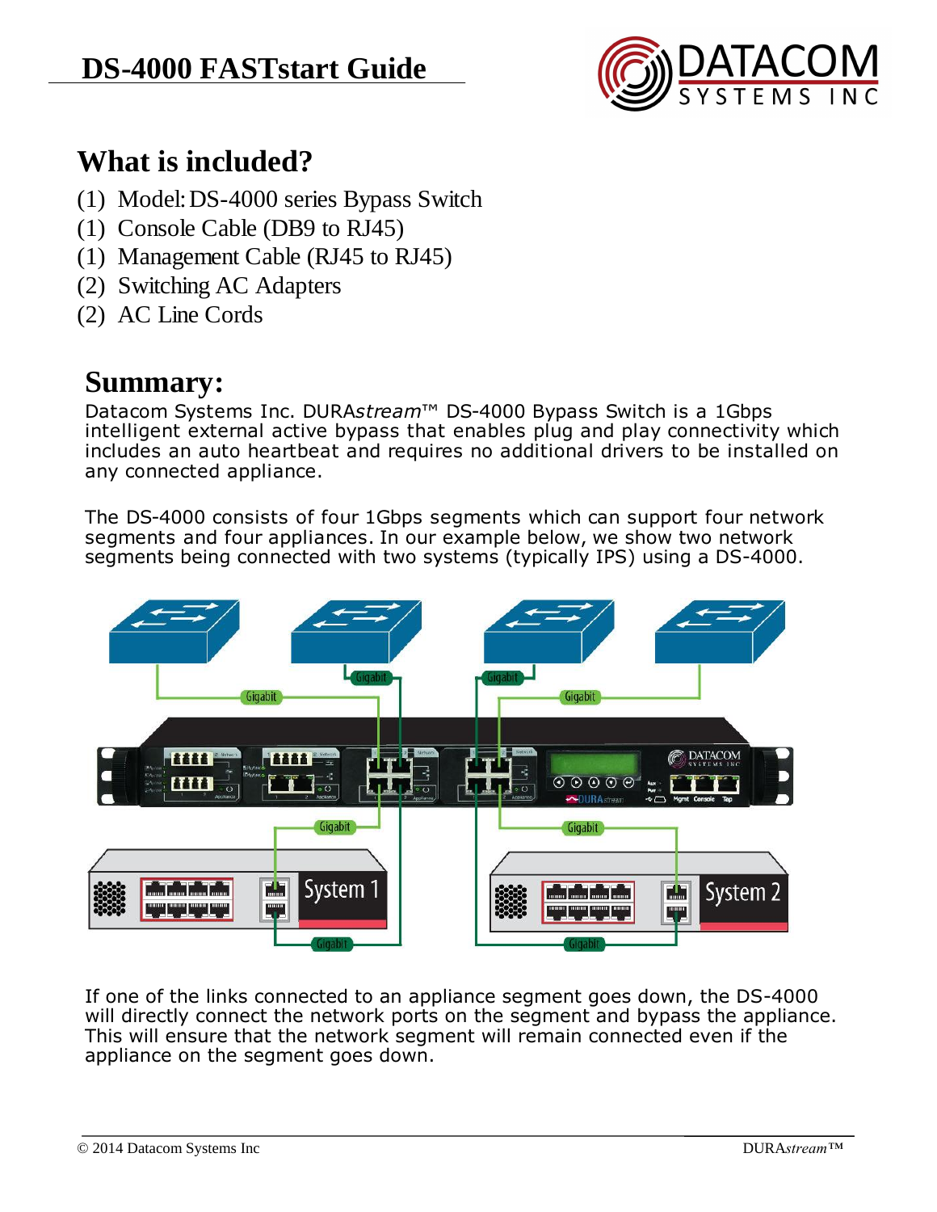# DS-4000 FASTstart Guide

## What is included?

- (1) Model: DS-4000 series Bypass Switch
- (1) Console Cable (DB9 to RJ45)
- (1) Management Cable (RJ45 to RJ45)
- (2) Switching AC Adapters
- (2) AC Line Cords

## Summary:

Datacom Systems Inc. DURA*stream*™ DS-4000 Bypass Switch is a 1Gbps intelligent external active bypass that enables plug and play connectivity which includes an auto heartbeat and requires no additional drivers to be installed on any connected appliance.

The DS-4000 consists of four 1Gbps segments which can support four network segments and four appliances. In our example below, we show two network segments being connected with two systems (typically IPS) using a DS-4000.

If one of the links connected to an appliance segment goes down, the DS-4000 will directly connect the network ports on the segment and bypass the appliance. This will ensure that the network segment will remain connected even if the appliance on the segment goes down.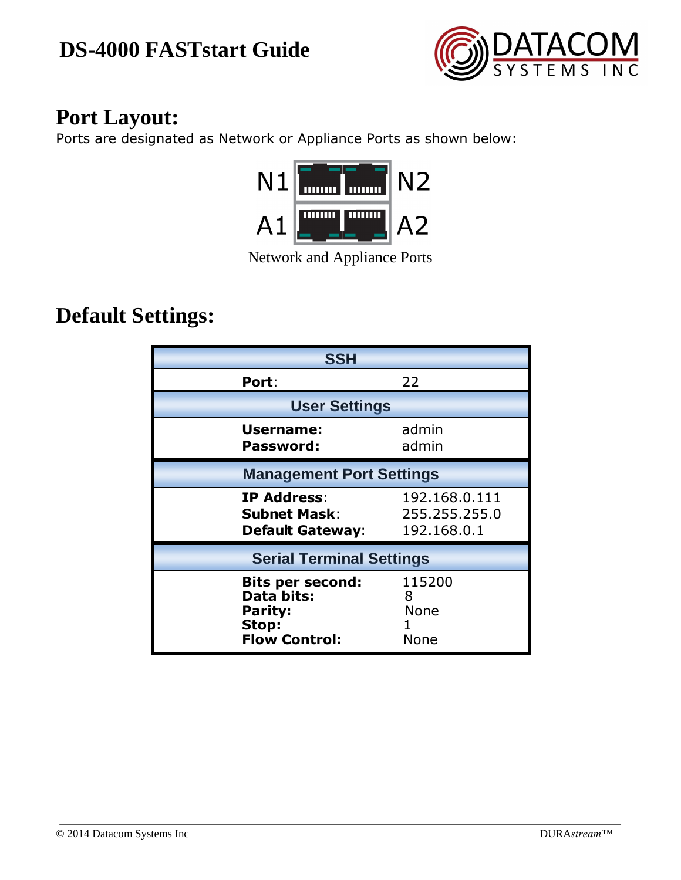## Port Layout:

Ports are designated as Network or Appliance Ports as shown below:

N1 N2

A1 A2

Network and Appliance Ports

## Default Settings:

| SSH | |
|---|---|
| **Port**: | 22 |
| **User Settings** | |
| **Username:** | admin |
| **Password:** | admin |
| **Management Port Settings** | |
| **IP Address**: | 192.168.0.111 |
| **Subnet Mask**: | 255.255.255.0 |
| **Default Gateway**: | 192.168.0.1 |
| **Serial Terminal Settings** | |
| **Bits per second:** | 115200 |
| **Data bits:** | 8 |
| **Parity:** | None |
| **Stop:** | 1 |
| **Flow Control:** | None |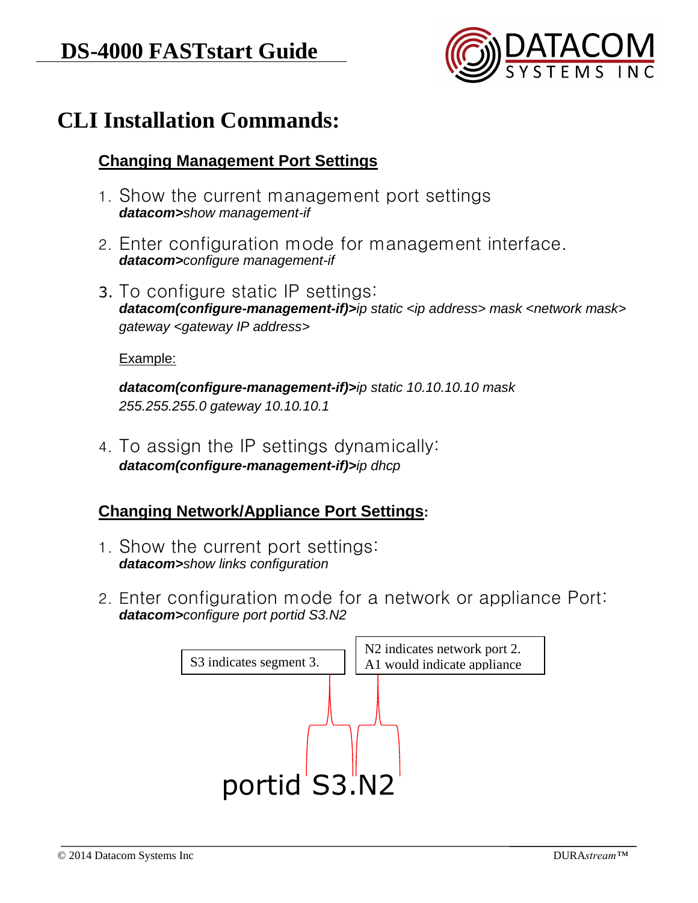# CLI Installation Commands:

## Changing Management Port Settings

1. Show the current management port settings
   ***datacom>****show management-if*

2. Enter configuration mode for management interface.
   ***datacom>****configure management-if*

3. To configure static IP settings:
   ***datacom(configure-management-if)>****ip static <ip address> mask <network mask> gateway <gateway IP address>*

   Example:

   ***datacom(configure-management-if)>****ip static 10.10.10.10 mask 255.255.255.0 gateway 10.10.10.1*

4. To assign the IP settings dynamically:
   ***datacom(configure-management-if)>****ip dhcp*

## Changing Network/Appliance Port Settings:

1. Show the current port settings:
   ***datacom>****show links configuration*

2. Enter configuration mode for a network or appliance Port:
   ***datacom>****configure port portid S3.N2*

S3 indicates segment 3.

N2 indicates network port 2. A1 would indicate appliance

portid S3.N2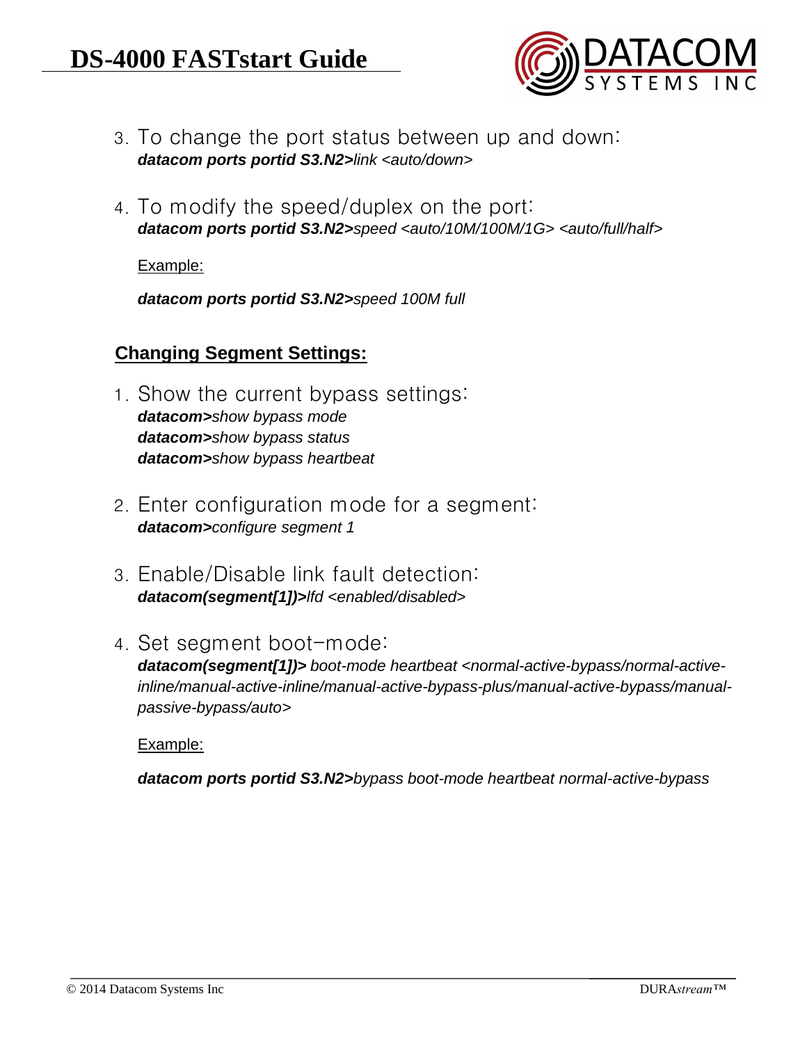3. To change the port status between up and down:
   ***datacom ports portid S3.N2>****link <auto/down>*

4. To modify the speed/duplex on the port:
   ***datacom ports portid S3.N2>****speed <auto/10M/100M/1G> <auto/full/half>*

   Example:

   ***datacom ports portid S3.N2>****speed 100M full*

**Changing Segment Settings:**

1. Show the current bypass settings:
   ***datacom>****show bypass mode*
   ***datacom>****show bypass status*
   ***datacom>****show bypass heartbeat*

2. Enter configuration mode for a segment:
   ***datacom>****configure segment 1*

3. Enable/Disable link fault detection:
   ***datacom(segment[1])>****lfd <enabled/disabled>*

4. Set segment boot-mode:
   ***datacom(segment[1])>*** *boot-mode heartbeat <normal-active-bypass/normal-active-inline/manual-active-inline/manual-active-bypass-plus/manual-active-bypass/manual-passive-bypass/auto>*

   Example:

   ***datacom ports portid S3.N2>****bypass boot-mode heartbeat normal-active-bypass*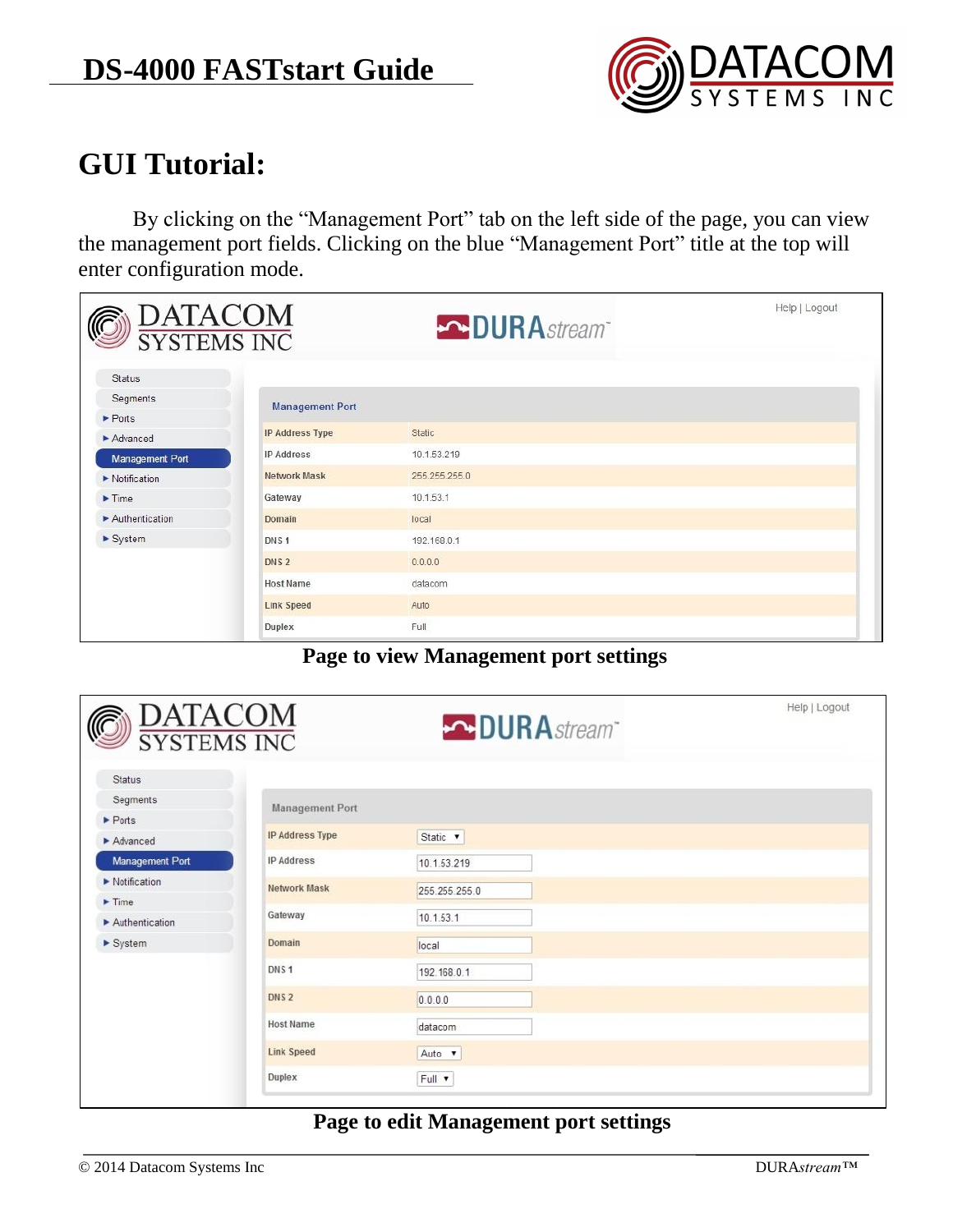# GUI Tutorial:

By clicking on the “Management Port” tab on the left side of the page, you can view the management port fields. Clicking on the blue “Management Port” title at the top will enter configuration mode.

DATACOM SYSTEMS INC

DURA*stream*™

Help | Logout

- Status
- Segments
- ► Ports
- ► Advanced
- Management Port
- ► Notification
- ► Time
- ► Authentication
- ► System

**Management Port**

| | |
|---|---|
| IP Address Type | Static |
| IP Address | 10.1.53.219 |
| Network Mask | 255.255.255.0 |
| Gateway | 10.1.53.1 |
| Domain | local |
| DNS 1 | 192.168.0.1 |
| DNS 2 | 0.0.0.0 |
| Host Name | datacom |
| Link Speed | Auto |
| Duplex | Full |

**Page to view Management port settings**

DATACOM SYSTEMS INC

DURA*stream*™

Help | Logout

- Status
- Segments
- ► Ports
- ► Advanced
- Management Port
- ► Notification
- ► Time
- ► Authentication
- ► System

**Management Port**

| | |
|---|---|
| IP Address Type | Static ▼ |
| IP Address | 10.1.53.219 |
| Network Mask | 255.255.255.0 |
| Gateway | 10.1.53.1 |
| Domain | local |
| DNS 1 | 192.168.0.1 |
| DNS 2 | 0.0.0.0 |
| Host Name | datacom |
| Link Speed | Auto ▼ |
| Duplex | Full ▼ |

**Page to edit Management port settings**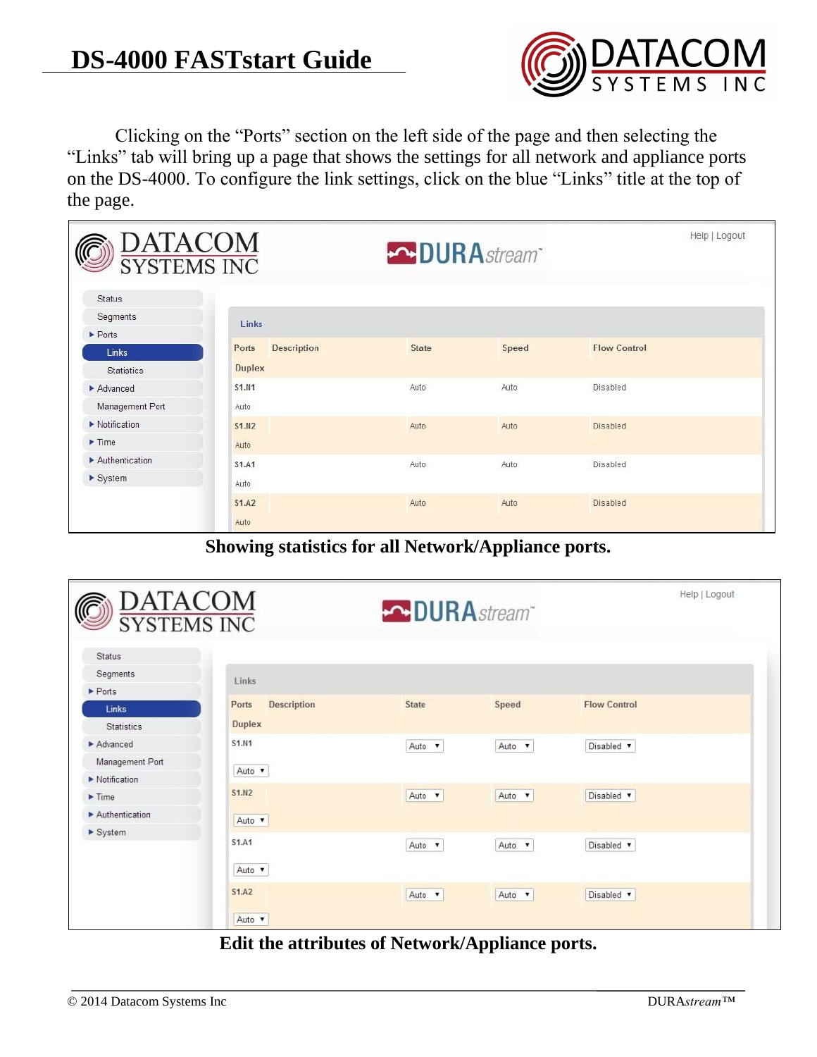Clicking on the “Ports” section on the left side of the page and then selecting the “Links” tab will bring up a page that shows the settings for all network and appliance ports on the DS-4000. To configure the link settings, click on the blue “Links” title at the top of the page.

**Showing statistics for all Network/Appliance ports.**

**Edit the attributes of Network/Appliance ports.**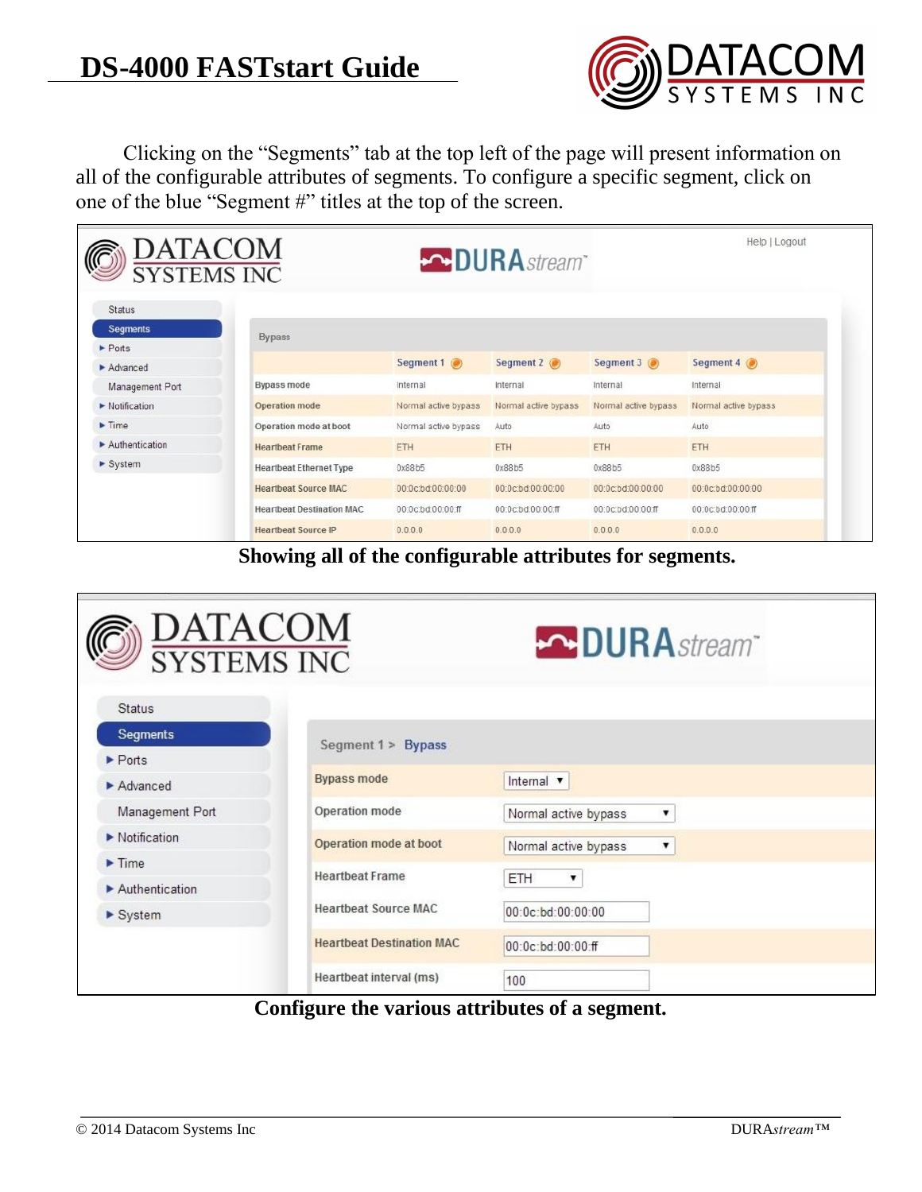Clicking on the “Segments” tab at the top left of the page will present information on all of the configurable attributes of segments. To configure a specific segment, click on one of the blue “Segment #” titles at the top of the screen.

**Showing all of the configurable attributes for segments.**

**Configure the various attributes of a segment.**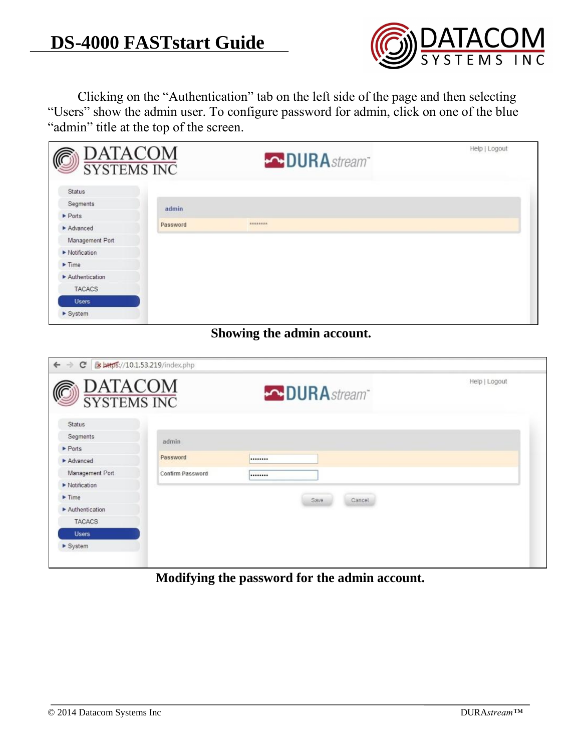Clicking on the “Authentication” tab on the left side of the page and then selecting “Users” show the admin user. To configure password for admin, click on one of the blue “admin” title at the top of the screen.

**Showing the admin account.**

**Modifying the password for the admin account.**